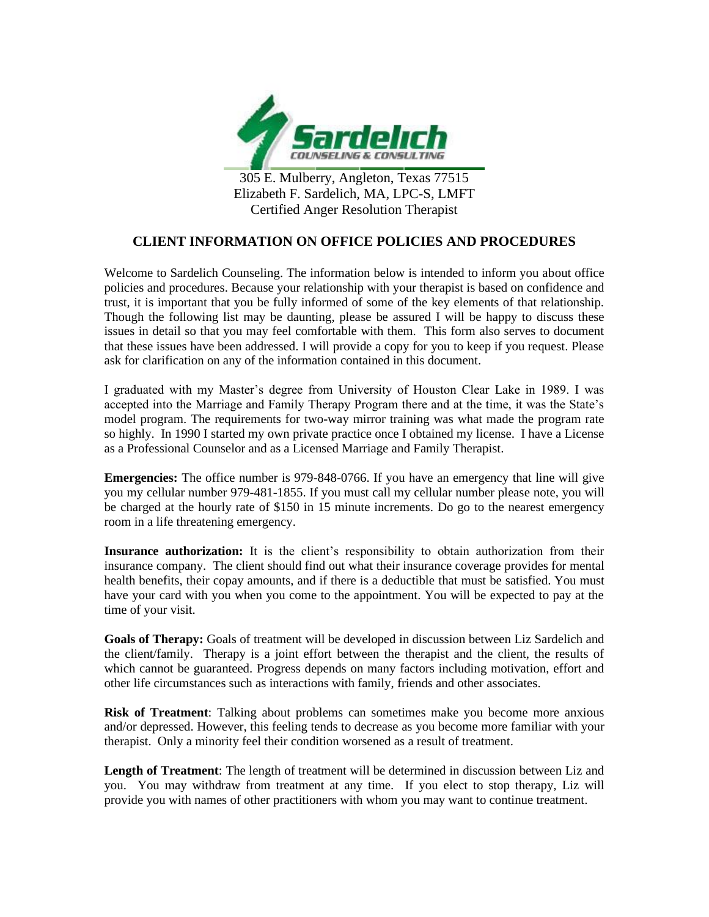**Sardelich**
COUNSELING & CONSULTING

305 E. Mulberry, Angleton, Texas 77515
Elizabeth F. Sardelich, MA, LPC-S, LMFT
Certified Anger Resolution Therapist

# CLIENT INFORMATION ON OFFICE POLICIES AND PROCEDURES

Welcome to Sardelich Counseling. The information below is intended to inform you about office policies and procedures. Because your relationship with your therapist is based on confidence and trust, it is important that you be fully informed of some of the key elements of that relationship. Though the following list may be daunting, please be assured I will be happy to discuss these issues in detail so that you may feel comfortable with them. This form also serves to document that these issues have been addressed. I will provide a copy for you to keep if you request. Please ask for clarification on any of the information contained in this document.

I graduated with my Master's degree from University of Houston Clear Lake in 1989. I was accepted into the Marriage and Family Therapy Program there and at the time, it was the State's model program. The requirements for two-way mirror training was what made the program rate so highly. In 1990 I started my own private practice once I obtained my license. I have a License as a Professional Counselor and as a Licensed Marriage and Family Therapist.

**Emergencies:** The office number is 979-848-0766. If you have an emergency that line will give you my cellular number 979-481-1855. If you must call my cellular number please note, you will be charged at the hourly rate of $150 in 15 minute increments. Do go to the nearest emergency room in a life threatening emergency.

**Insurance authorization:** It is the client's responsibility to obtain authorization from their insurance company. The client should find out what their insurance coverage provides for mental health benefits, their copay amounts, and if there is a deductible that must be satisfied. You must have your card with you when you come to the appointment. You will be expected to pay at the time of your visit.

**Goals of Therapy:** Goals of treatment will be developed in discussion between Liz Sardelich and the client/family. Therapy is a joint effort between the therapist and the client, the results of which cannot be guaranteed. Progress depends on many factors including motivation, effort and other life circumstances such as interactions with family, friends and other associates.

**Risk of Treatment**: Talking about problems can sometimes make you become more anxious and/or depressed. However, this feeling tends to decrease as you become more familiar with your therapist. Only a minority feel their condition worsened as a result of treatment.

**Length of Treatment**: The length of treatment will be determined in discussion between Liz and you. You may withdraw from treatment at any time. If you elect to stop therapy, Liz will provide you with names of other practitioners with whom you may want to continue treatment.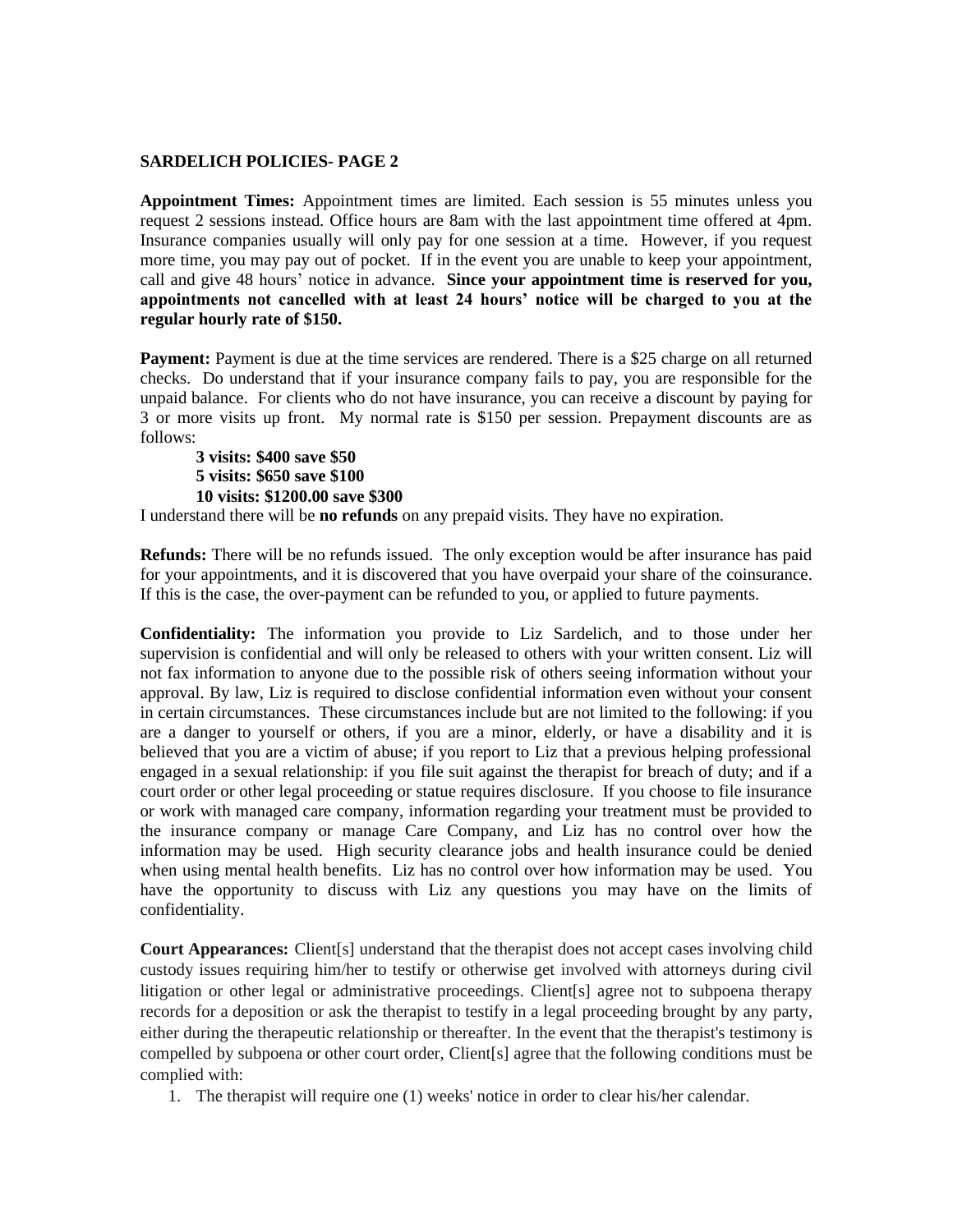**SARDELICH POLICIES- PAGE 2**

**Appointment Times:** Appointment times are limited. Each session is 55 minutes unless you request 2 sessions instead. Office hours are 8am with the last appointment time offered at 4pm. Insurance companies usually will only pay for one session at a time. However, if you request more time, you may pay out of pocket. If in the event you are unable to keep your appointment, call and give 48 hours' notice in advance. **Since your appointment time is reserved for you, appointments not cancelled with at least 24 hours' notice will be charged to you at the regular hourly rate of $150.**

**Payment:** Payment is due at the time services are rendered. There is a $25 charge on all returned checks. Do understand that if your insurance company fails to pay, you are responsible for the unpaid balance. For clients who do not have insurance, you can receive a discount by paying for 3 or more visits up front. My normal rate is $150 per session. Prepayment discounts are as follows:

**3 visits: $400 save $50**
**5 visits: $650 save $100**
**10 visits: $1200.00 save $300**

I understand there will be **no refunds** on any prepaid visits. They have no expiration.

**Refunds:** There will be no refunds issued. The only exception would be after insurance has paid for your appointments, and it is discovered that you have overpaid your share of the coinsurance. If this is the case, the over-payment can be refunded to you, or applied to future payments.

**Confidentiality:** The information you provide to Liz Sardelich, and to those under her supervision is confidential and will only be released to others with your written consent. Liz will not fax information to anyone due to the possible risk of others seeing information without your approval. By law, Liz is required to disclose confidential information even without your consent in certain circumstances. These circumstances include but are not limited to the following: if you are a danger to yourself or others, if you are a minor, elderly, or have a disability and it is believed that you are a victim of abuse; if you report to Liz that a previous helping professional engaged in a sexual relationship: if you file suit against the therapist for breach of duty; and if a court order or other legal proceeding or statue requires disclosure. If you choose to file insurance or work with managed care company, information regarding your treatment must be provided to the insurance company or manage Care Company, and Liz has no control over how the information may be used. High security clearance jobs and health insurance could be denied when using mental health benefits. Liz has no control over how information may be used. You have the opportunity to discuss with Liz any questions you may have on the limits of confidentiality.

**Court Appearances:** Client[s] understand that the therapist does not accept cases involving child custody issues requiring him/her to testify or otherwise get involved with attorneys during civil litigation or other legal or administrative proceedings. Client[s] agree not to subpoena therapy records for a deposition or ask the therapist to testify in a legal proceeding brought by any party, either during the therapeutic relationship or thereafter. In the event that the therapist's testimony is compelled by subpoena or other court order, Client[s] agree that the following conditions must be complied with:

1. The therapist will require one (1) weeks' notice in order to clear his/her calendar.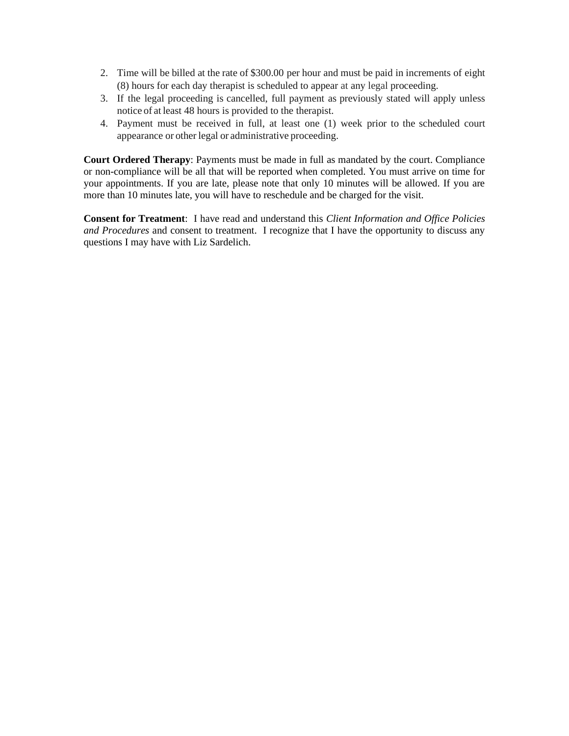2. Time will be billed at the rate of $300.00 per hour and must be paid in increments of eight (8) hours for each day therapist is scheduled to appear at any legal proceeding.
3. If the legal proceeding is cancelled, full payment as previously stated will apply unless notice of at least 48 hours is provided to the therapist.
4. Payment must be received in full, at least one (1) week prior to the scheduled court appearance or other legal or administrative proceeding.

**Court Ordered Therapy**: Payments must be made in full as mandated by the court. Compliance or non-compliance will be all that will be reported when completed. You must arrive on time for your appointments. If you are late, please note that only 10 minutes will be allowed. If you are more than 10 minutes late, you will have to reschedule and be charged for the visit.

**Consent for Treatment**: I have read and understand this *Client Information and Office Policies and Procedures* and consent to treatment. I recognize that I have the opportunity to discuss any questions I may have with Liz Sardelich.